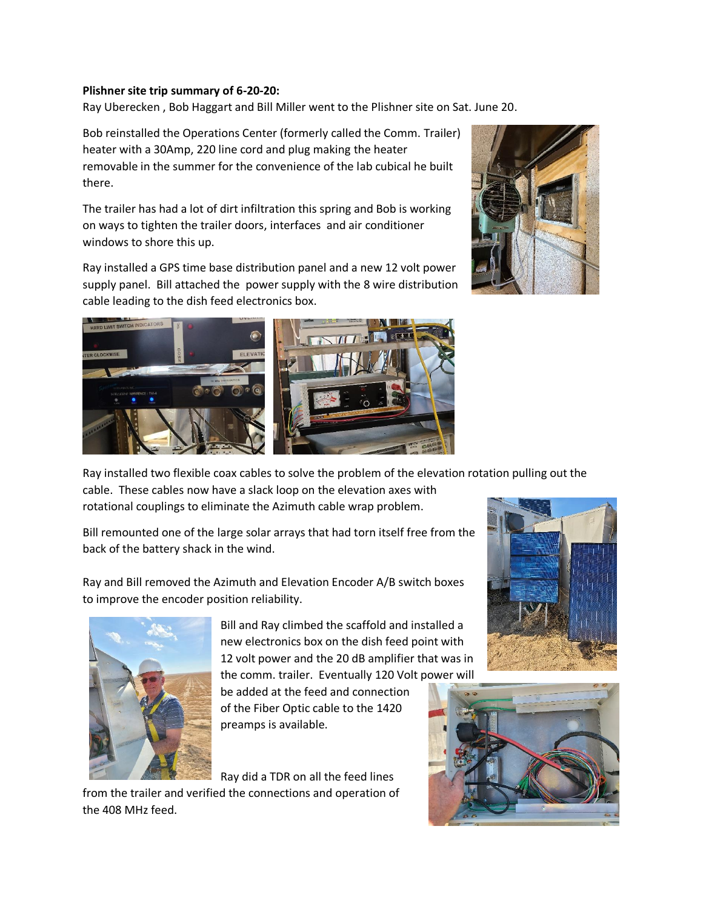**Plishner site trip summary of 6-20-20:**

Ray Uberecken , Bob Haggart and Bill Miller went to the Plishner site on Sat. June 20.

Bob reinstalled the Operations Center (formerly called the Comm. Trailer) heater with a 30Amp, 220 line cord and plug making the heater removable in the summer for the convenience of the lab cubical he built there.

The trailer has had a lot of dirt infiltration this spring and Bob is working on ways to tighten the trailer doors, interfaces and air conditioner windows to shore this up.

Ray installed a GPS time base distribution panel and a new 12 volt power supply panel. Bill attached the power supply with the 8 wire distribution cable leading to the dish feed electronics box.

Ray installed two flexible coax cables to solve the problem of the elevation rotation pulling out the cable. These cables now have a slack loop on the elevation axes with rotational couplings to eliminate the Azimuth cable wrap problem.

Bill remounted one of the large solar arrays that had torn itself free from the back of the battery shack in the wind.

Ray and Bill removed the Azimuth and Elevation Encoder A/B switch boxes to improve the encoder position reliability.

Bill and Ray climbed the scaffold and installed a new electronics box on the dish feed point with 12 volt power and the 20 dB amplifier that was in the comm. trailer. Eventually 120 Volt power will be added at the feed and connection of the Fiber Optic cable to the 1420 preamps is available.

Ray did a TDR on all the feed lines from the trailer and verified the connections and operation of the 408 MHz feed.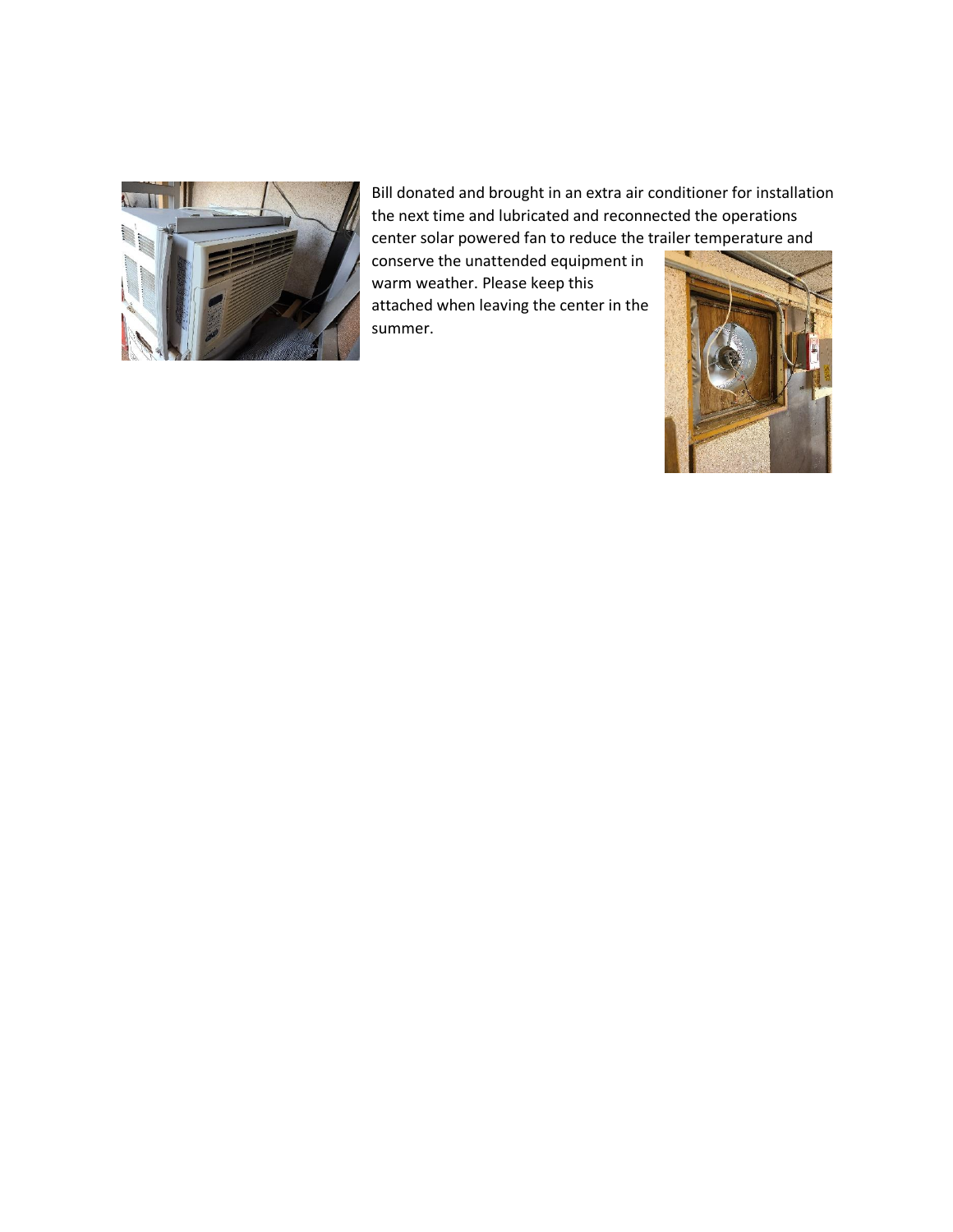Bill donated and brought in an extra air conditioner for installation the next time and lubricated and reconnected the operations center solar powered fan to reduce the trailer temperature and conserve the unattended equipment in warm weather. Please keep this attached when leaving the center in the summer.